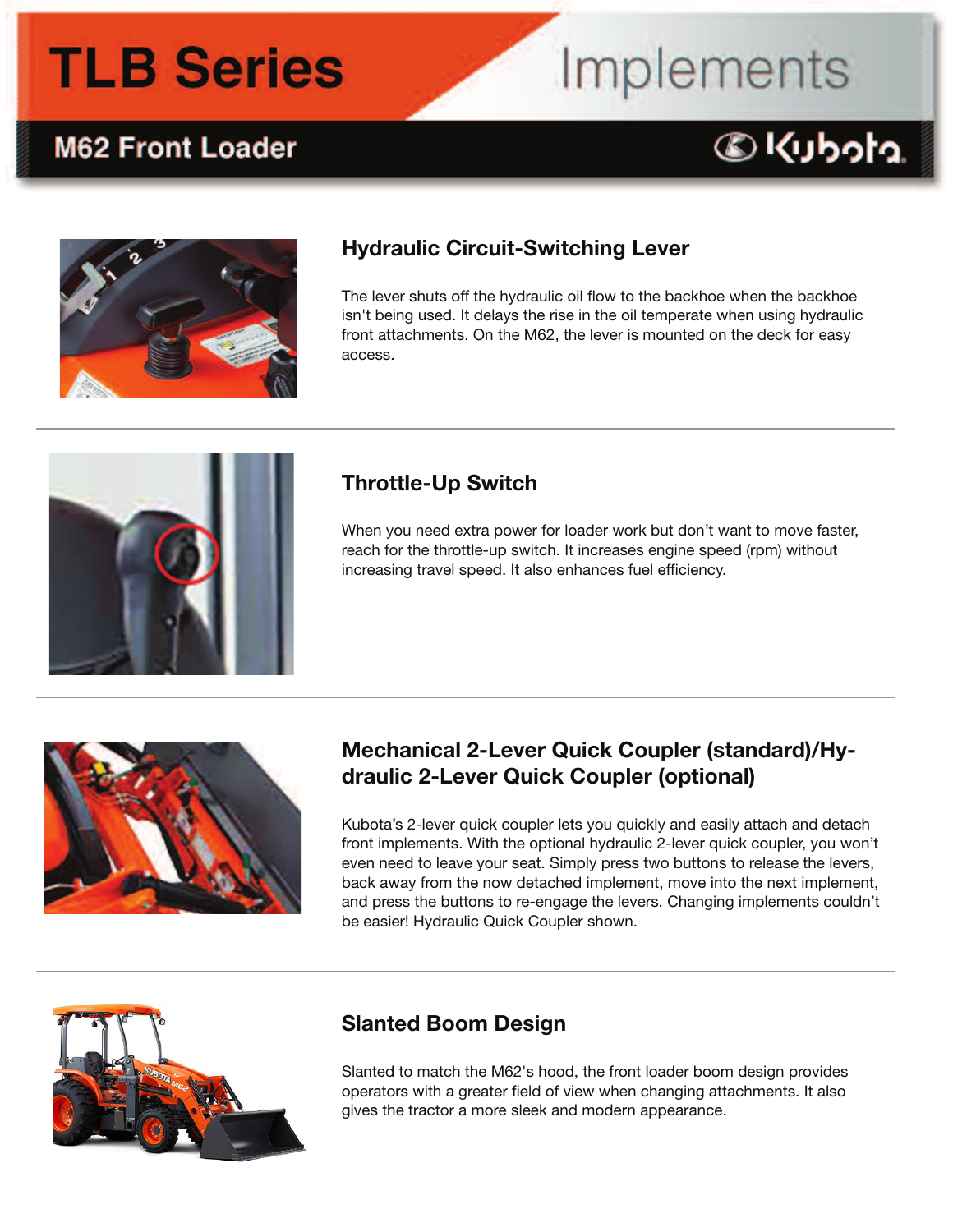# TLB Series Implements

## M62 Front Loader

### Hydraulic Circuit-Switching Lever

The lever shuts off the hydraulic oil flow to the backhoe when the backhoe isn't being used. It delays the rise in the oil temperate when using hydraulic front attachments. On the M62, the lever is mounted on the deck for easy access.

---

### Throttle-Up Switch

When you need extra power for loader work but don't want to move faster, reach for the throttle-up switch. It increases engine speed (rpm) without increasing travel speed. It also enhances fuel efficiency.

---

### Mechanical 2-Lever Quick Coupler (standard)/Hydraulic 2-Lever Quick Coupler (optional)

Kubota's 2-lever quick coupler lets you quickly and easily attach and detach front implements. With the optional hydraulic 2-lever quick coupler, you won't even need to leave your seat. Simply press two buttons to release the levers, back away from the now detached implement, move into the next implement, and press the buttons to re-engage the levers. Changing implements couldn't be easier! Hydraulic Quick Coupler shown.

---

### Slanted Boom Design

Slanted to match the M62's hood, the front loader boom design provides operators with a greater field of view when changing attachments. It also gives the tractor a more sleek and modern appearance.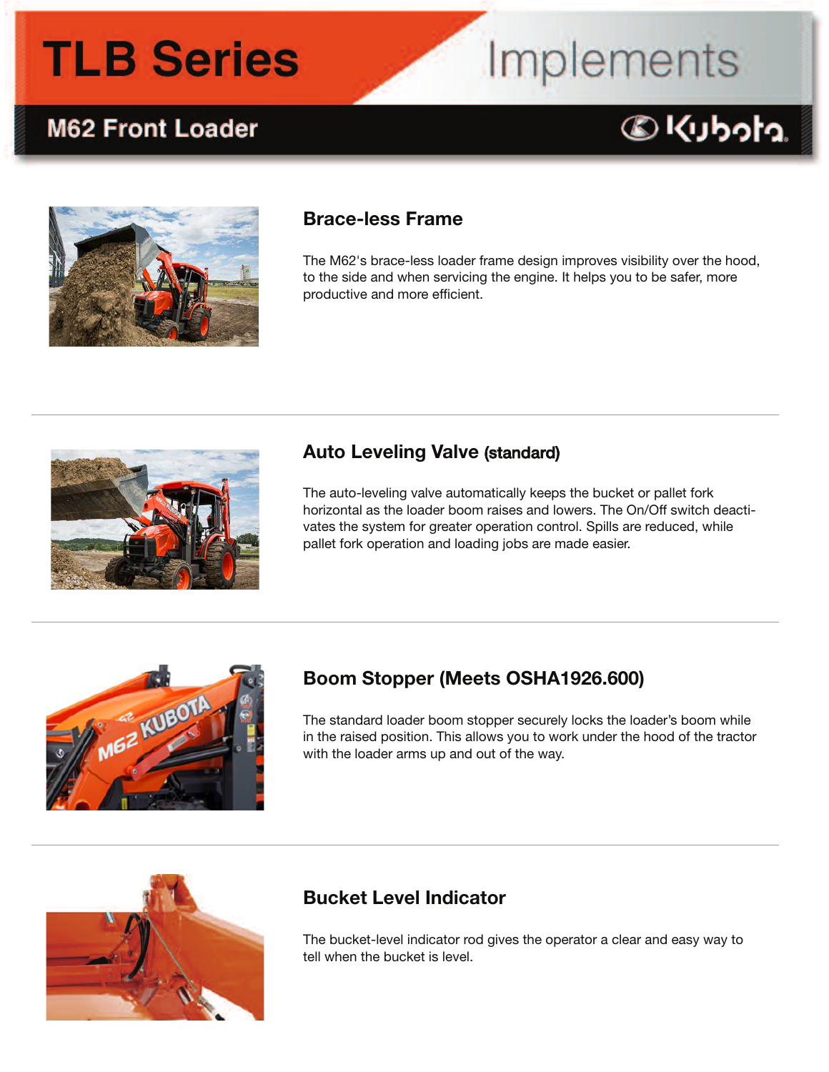# TLB Series Implements

## M62 Front Loader

Kubota

### Brace-less Frame

The M62's brace-less loader frame design improves visibility over the hood, to the side and when servicing the engine. It helps you to be safer, more productive and more efficient.

### Auto Leveling Valve (standard)

The auto-leveling valve automatically keeps the bucket or pallet fork horizontal as the loader boom raises and lowers. The On/Off switch deactivates the system for greater operation control. Spills are reduced, while pallet fork operation and loading jobs are made easier.

### Boom Stopper (Meets OSHA1926.600)

The standard loader boom stopper securely locks the loader's boom while in the raised position. This allows you to work under the hood of the tractor with the loader arms up and out of the way.

### Bucket Level Indicator

The bucket-level indicator rod gives the operator a clear and easy way to tell when the bucket is level.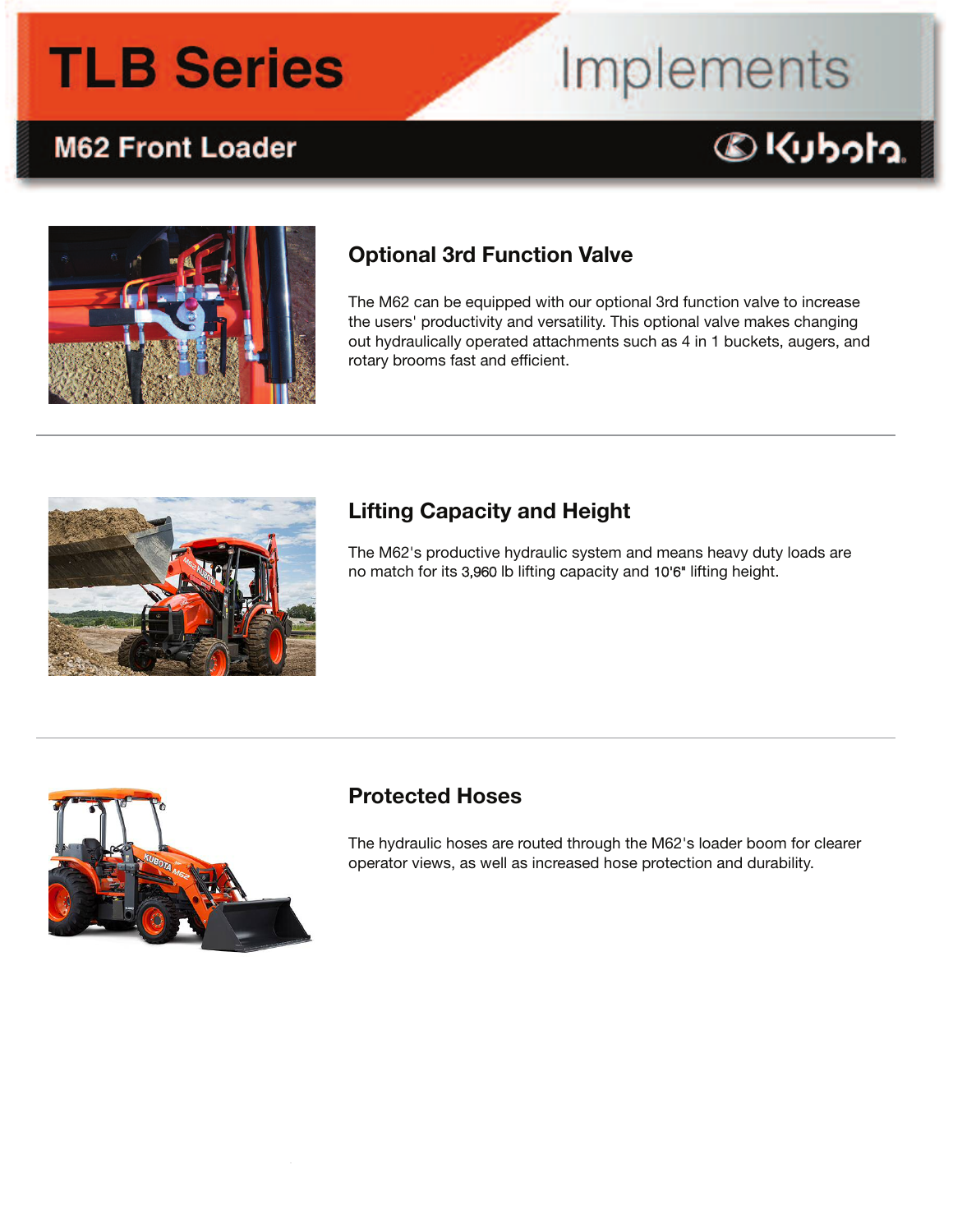# TLB Series Implements

## M62 Front Loader

Kubota

### Optional 3rd Function Valve

The M62 can be equipped with our optional 3rd function valve to increase the users' productivity and versatility. This optional valve makes changing out hydraulically operated attachments such as 4 in 1 buckets, augers, and rotary brooms fast and efficient.

---

### Lifting Capacity and Height

The M62's productive hydraulic system and means heavy duty loads are no match for its 3,960 lb lifting capacity and 10'6" lifting height.

---

### Protected Hoses

The hydraulic hoses are routed through the M62's loader boom for clearer operator views, as well as increased hose protection and durability.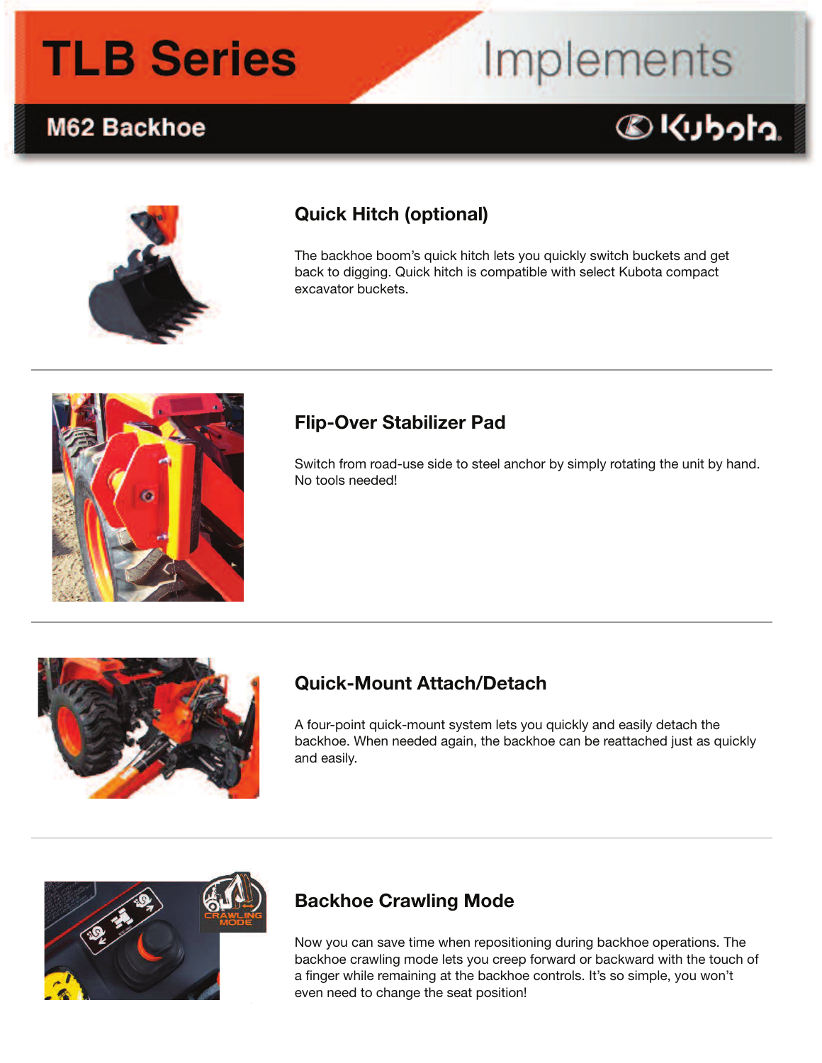# TLB Series Implements

## M62 Backhoe

Kubota

### Quick Hitch (optional)

The backhoe boom's quick hitch lets you quickly switch buckets and get back to digging. Quick hitch is compatible with select Kubota compact excavator buckets.

### Flip-Over Stabilizer Pad

Switch from road-use side to steel anchor by simply rotating the unit by hand. No tools needed!

### Quick-Mount Attach/Detach

A four-point quick-mount system lets you quickly and easily detach the backhoe. When needed again, the backhoe can be reattached just as quickly and easily.

### Backhoe Crawling Mode

Now you can save time when repositioning during backhoe operations. The backhoe crawling mode lets you creep forward or backward with the touch of a finger while remaining at the backhoe controls. It's so simple, you won't even need to change the seat position!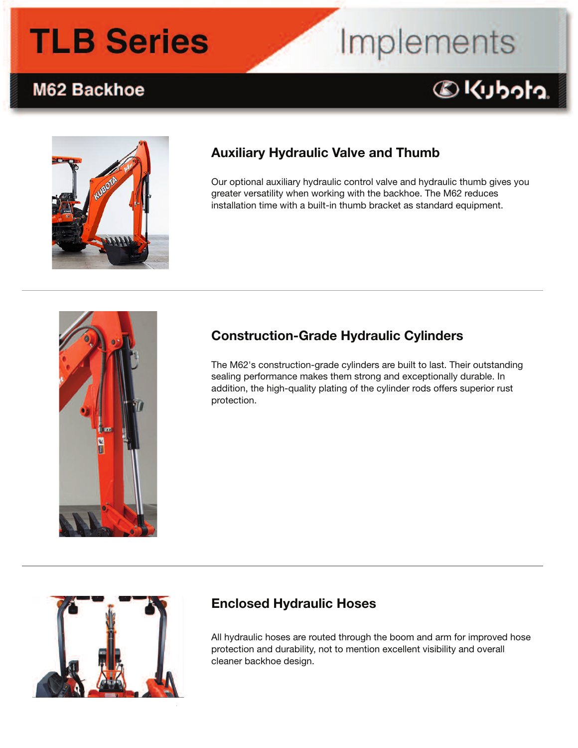# TLB Series Implements

## M62 Backhoe

### Auxiliary Hydraulic Valve and Thumb

Our optional auxiliary hydraulic control valve and hydraulic thumb gives you greater versatility when working with the backhoe. The M62 reduces installation time with a built-in thumb bracket as standard equipment.

### Construction-Grade Hydraulic Cylinders

The M62's construction-grade cylinders are built to last. Their outstanding sealing performance makes them strong and exceptionally durable. In addition, the high-quality plating of the cylinder rods offers superior rust protection.

### Enclosed Hydraulic Hoses

All hydraulic hoses are routed through the boom and arm for improved hose protection and durability, not to mention excellent visibility and overall cleaner backhoe design.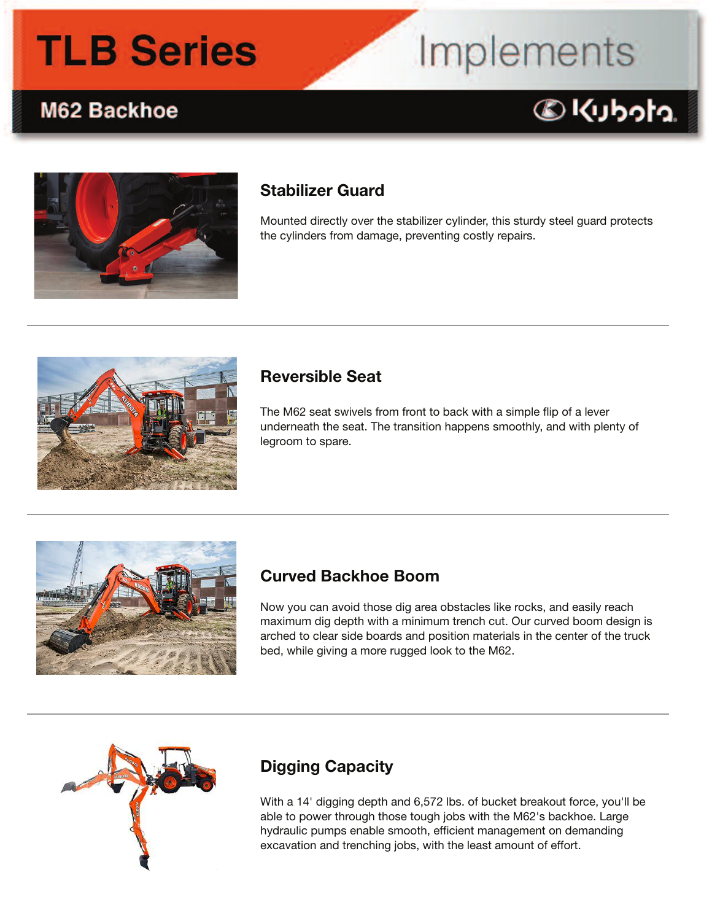# TLB Series Implements

## M62 Backhoe

Kubota

### Stabilizer Guard

Mounted directly over the stabilizer cylinder, this sturdy steel guard protects the cylinders from damage, preventing costly repairs.

### Reversible Seat

The M62 seat swivels from front to back with a simple flip of a lever underneath the seat. The transition happens smoothly, and with plenty of legroom to spare.

### Curved Backhoe Boom

Now you can avoid those dig area obstacles like rocks, and easily reach maximum dig depth with a minimum trench cut. Our curved boom design is arched to clear side boards and position materials in the center of the truck bed, while giving a more rugged look to the M62.

### Digging Capacity

With a 14' digging depth and 6,572 lbs. of bucket breakout force, you'll be able to power through those tough jobs with the M62's backhoe. Large hydraulic pumps enable smooth, efficient management on demanding excavation and trenching jobs, with the least amount of effort.